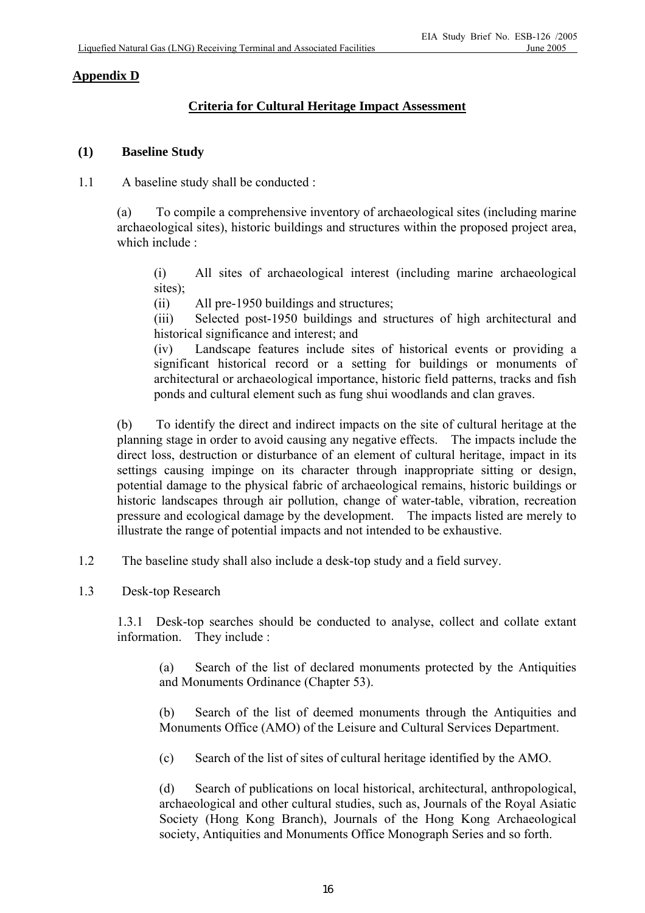**Appendix D**

## Criteria for Cultural Heritage Impact Assessment

### (1) Baseline Study

1.1 A baseline study shall be conducted :

(a) To compile a comprehensive inventory of archaeological sites (including marine archaeological sites), historic buildings and structures within the proposed project area, which include :

(i) All sites of archaeological interest (including marine archaeological sites);
(ii) All pre-1950 buildings and structures;
(iii) Selected post-1950 buildings and structures of high architectural and historical significance and interest; and
(iv) Landscape features include sites of historical events or providing a significant historical record or a setting for buildings or monuments of architectural or archaeological importance, historic field patterns, tracks and fish ponds and cultural element such as fung shui woodlands and clan graves.

(b) To identify the direct and indirect impacts on the site of cultural heritage at the planning stage in order to avoid causing any negative effects. The impacts include the direct loss, destruction or disturbance of an element of cultural heritage, impact in its settings causing impinge on its character through inappropriate sitting or design, potential damage to the physical fabric of archaeological remains, historic buildings or historic landscapes through air pollution, change of water-table, vibration, recreation pressure and ecological damage by the development. The impacts listed are merely to illustrate the range of potential impacts and not intended to be exhaustive.

1.2 The baseline study shall also include a desk-top study and a field survey.

1.3 Desk-top Research

1.3.1 Desk-top searches should be conducted to analyse, collect and collate extant information. They include :

(a) Search of the list of declared monuments protected by the Antiquities and Monuments Ordinance (Chapter 53).

(b) Search of the list of deemed monuments through the Antiquities and Monuments Office (AMO) of the Leisure and Cultural Services Department.

(c) Search of the list of sites of cultural heritage identified by the AMO.

(d) Search of publications on local historical, architectural, anthropological, archaeological and other cultural studies, such as, Journals of the Royal Asiatic Society (Hong Kong Branch), Journals of the Hong Kong Archaeological society, Antiquities and Monuments Office Monograph Series and so forth.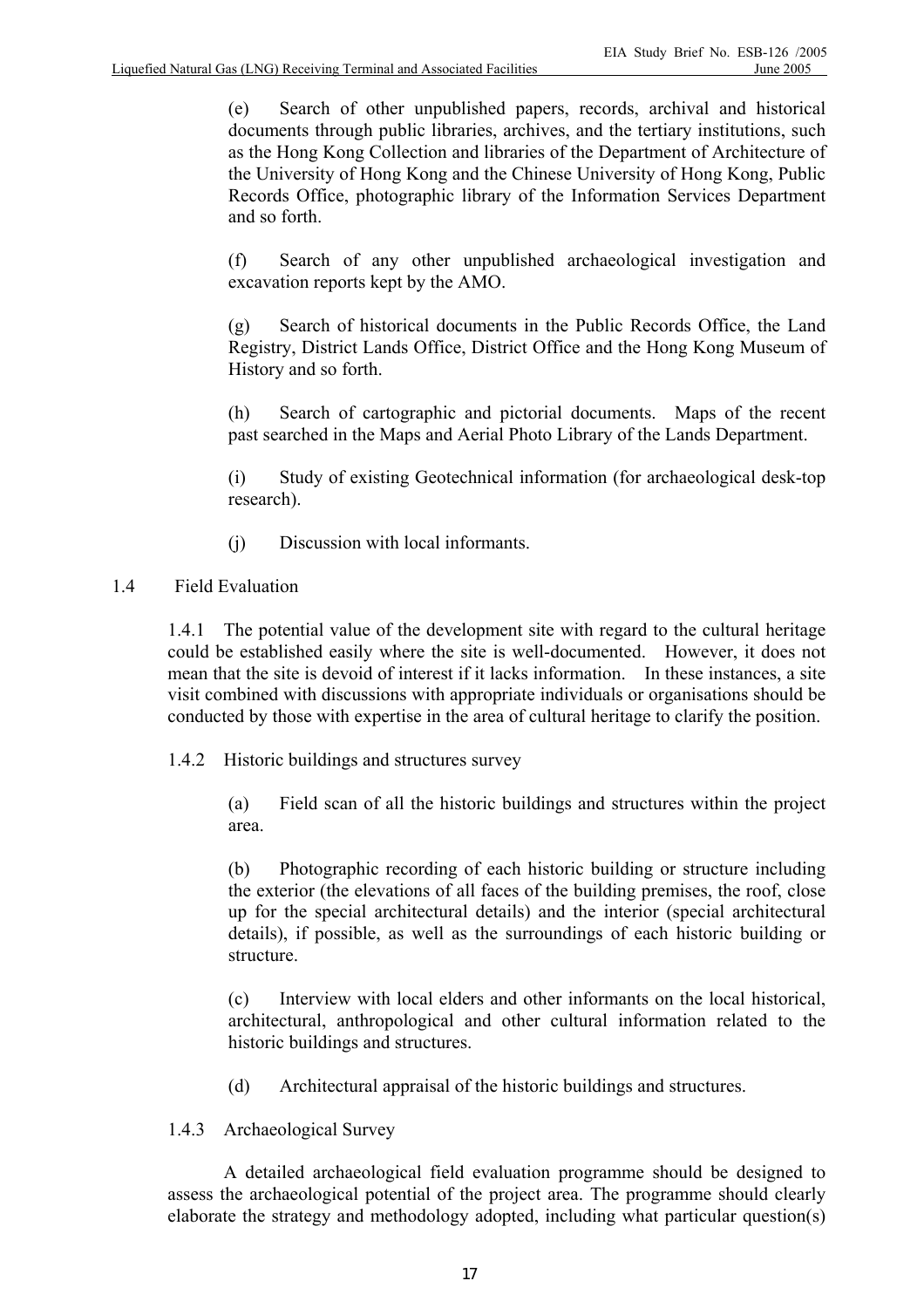(e) Search of other unpublished papers, records, archival and historical documents through public libraries, archives, and the tertiary institutions, such as the Hong Kong Collection and libraries of the Department of Architecture of the University of Hong Kong and the Chinese University of Hong Kong, Public Records Office, photographic library of the Information Services Department and so forth.

(f) Search of any other unpublished archaeological investigation and excavation reports kept by the AMO.

(g) Search of historical documents in the Public Records Office, the Land Registry, District Lands Office, District Office and the Hong Kong Museum of History and so forth.

(h) Search of cartographic and pictorial documents. Maps of the recent past searched in the Maps and Aerial Photo Library of the Lands Department.

(i) Study of existing Geotechnical information (for archaeological desk-top research).

(j) Discussion with local informants.

## 1.4 Field Evaluation

1.4.1 The potential value of the development site with regard to the cultural heritage could be established easily where the site is well-documented. However, it does not mean that the site is devoid of interest if it lacks information. In these instances, a site visit combined with discussions with appropriate individuals or organisations should be conducted by those with expertise in the area of cultural heritage to clarify the position.

1.4.2 Historic buildings and structures survey

(a) Field scan of all the historic buildings and structures within the project area.

(b) Photographic recording of each historic building or structure including the exterior (the elevations of all faces of the building premises, the roof, close up for the special architectural details) and the interior (special architectural details), if possible, as well as the surroundings of each historic building or structure.

(c) Interview with local elders and other informants on the local historical, architectural, anthropological and other cultural information related to the historic buildings and structures.

(d) Architectural appraisal of the historic buildings and structures.

1.4.3 Archaeological Survey

A detailed archaeological field evaluation programme should be designed to assess the archaeological potential of the project area. The programme should clearly elaborate the strategy and methodology adopted, including what particular question(s)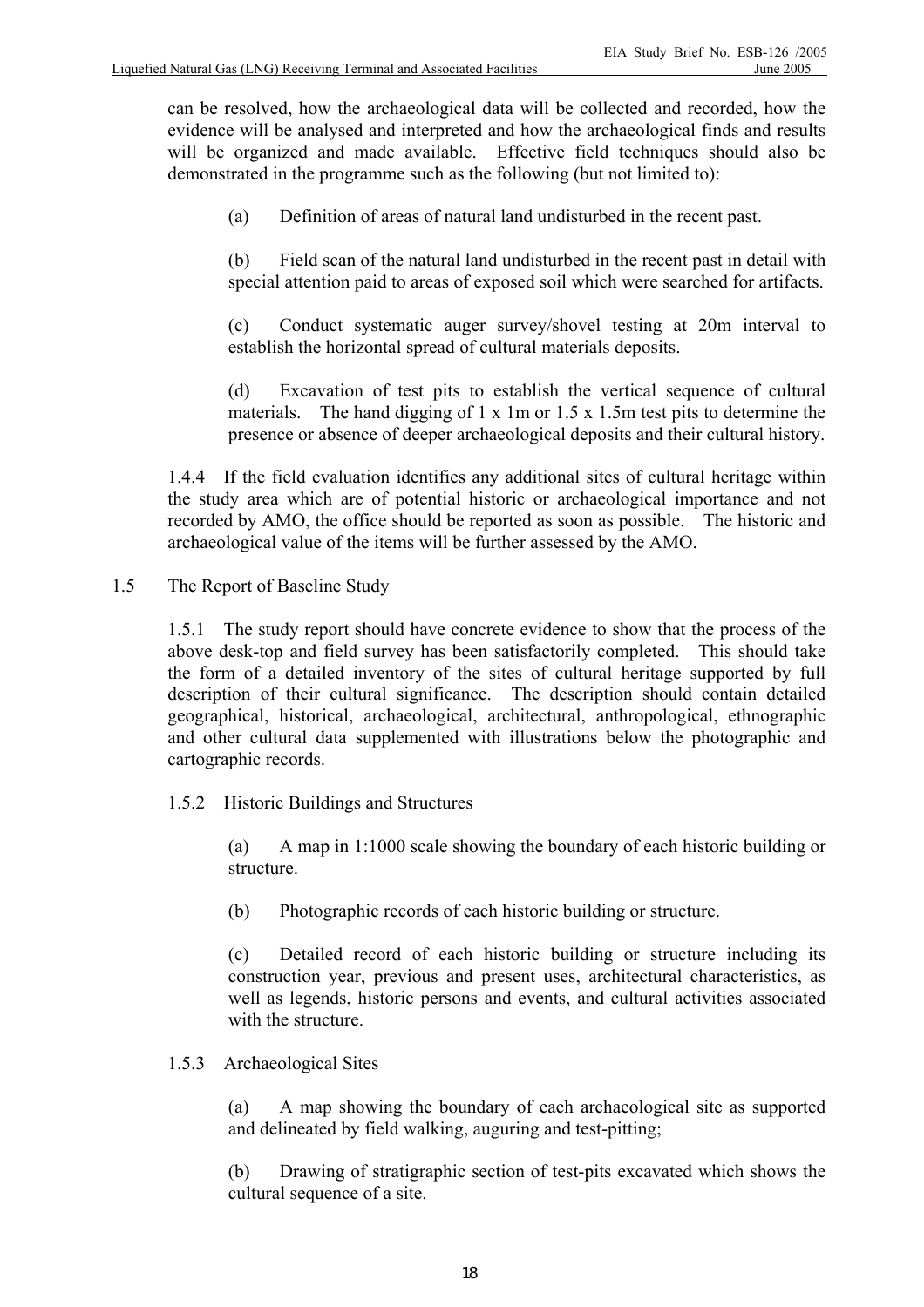can be resolved, how the archaeological data will be collected and recorded, how the evidence will be analysed and interpreted and how the archaeological finds and results will be organized and made available. Effective field techniques should also be demonstrated in the programme such as the following (but not limited to):

(a) Definition of areas of natural land undisturbed in the recent past.

(b) Field scan of the natural land undisturbed in the recent past in detail with special attention paid to areas of exposed soil which were searched for artifacts.

(c) Conduct systematic auger survey/shovel testing at 20m interval to establish the horizontal spread of cultural materials deposits.

(d) Excavation of test pits to establish the vertical sequence of cultural materials. The hand digging of 1 x 1m or 1.5 x 1.5m test pits to determine the presence or absence of deeper archaeological deposits and their cultural history.

1.4.4 If the field evaluation identifies any additional sites of cultural heritage within the study area which are of potential historic or archaeological importance and not recorded by AMO, the office should be reported as soon as possible. The historic and archaeological value of the items will be further assessed by the AMO.

1.5 The Report of Baseline Study

1.5.1 The study report should have concrete evidence to show that the process of the above desk-top and field survey has been satisfactorily completed. This should take the form of a detailed inventory of the sites of cultural heritage supported by full description of their cultural significance. The description should contain detailed geographical, historical, archaeological, architectural, anthropological, ethnographic and other cultural data supplemented with illustrations below the photographic and cartographic records.

1.5.2 Historic Buildings and Structures

(a) A map in 1:1000 scale showing the boundary of each historic building or structure.

(b) Photographic records of each historic building or structure.

(c) Detailed record of each historic building or structure including its construction year, previous and present uses, architectural characteristics, as well as legends, historic persons and events, and cultural activities associated with the structure.

1.5.3 Archaeological Sites

(a) A map showing the boundary of each archaeological site as supported and delineated by field walking, auguring and test-pitting;

(b) Drawing of stratigraphic section of test-pits excavated which shows the cultural sequence of a site.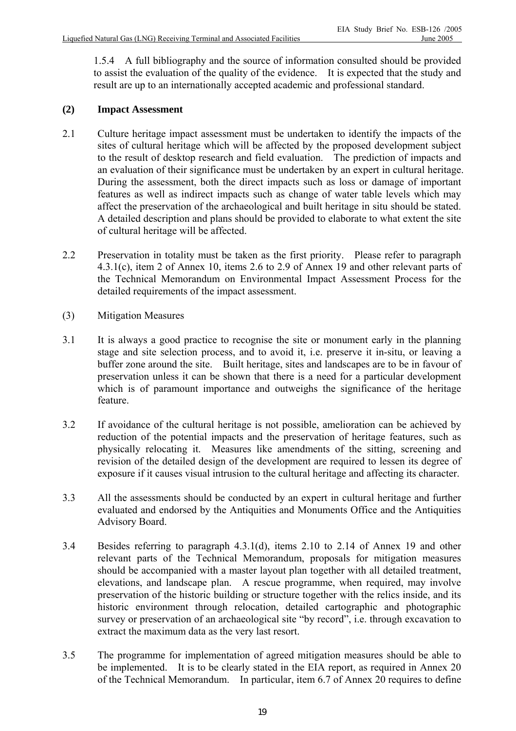1.5.4 A full bibliography and the source of information consulted should be provided to assist the evaluation of the quality of the evidence. It is expected that the study and result are up to an internationally accepted academic and professional standard.

**(2) Impact Assessment**

2.1 Culture heritage impact assessment must be undertaken to identify the impacts of the sites of cultural heritage which will be affected by the proposed development subject to the result of desktop research and field evaluation. The prediction of impacts and an evaluation of their significance must be undertaken by an expert in cultural heritage. During the assessment, both the direct impacts such as loss or damage of important features as well as indirect impacts such as change of water table levels which may affect the preservation of the archaeological and built heritage in situ should be stated. A detailed description and plans should be provided to elaborate to what extent the site of cultural heritage will be affected.

2.2 Preservation in totality must be taken as the first priority. Please refer to paragraph 4.3.1(c), item 2 of Annex 10, items 2.6 to 2.9 of Annex 19 and other relevant parts of the Technical Memorandum on Environmental Impact Assessment Process for the detailed requirements of the impact assessment.

(3) Mitigation Measures

3.1 It is always a good practice to recognise the site or monument early in the planning stage and site selection process, and to avoid it, i.e. preserve it in-situ, or leaving a buffer zone around the site. Built heritage, sites and landscapes are to be in favour of preservation unless it can be shown that there is a need for a particular development which is of paramount importance and outweighs the significance of the heritage feature.

3.2 If avoidance of the cultural heritage is not possible, amelioration can be achieved by reduction of the potential impacts and the preservation of heritage features, such as physically relocating it. Measures like amendments of the sitting, screening and revision of the detailed design of the development are required to lessen its degree of exposure if it causes visual intrusion to the cultural heritage and affecting its character.

3.3 All the assessments should be conducted by an expert in cultural heritage and further evaluated and endorsed by the Antiquities and Monuments Office and the Antiquities Advisory Board.

3.4 Besides referring to paragraph 4.3.1(d), items 2.10 to 2.14 of Annex 19 and other relevant parts of the Technical Memorandum, proposals for mitigation measures should be accompanied with a master layout plan together with all detailed treatment, elevations, and landscape plan. A rescue programme, when required, may involve preservation of the historic building or structure together with the relics inside, and its historic environment through relocation, detailed cartographic and photographic survey or preservation of an archaeological site "by record", i.e. through excavation to extract the maximum data as the very last resort.

3.5 The programme for implementation of agreed mitigation measures should be able to be implemented. It is to be clearly stated in the EIA report, as required in Annex 20 of the Technical Memorandum. In particular, item 6.7 of Annex 20 requires to define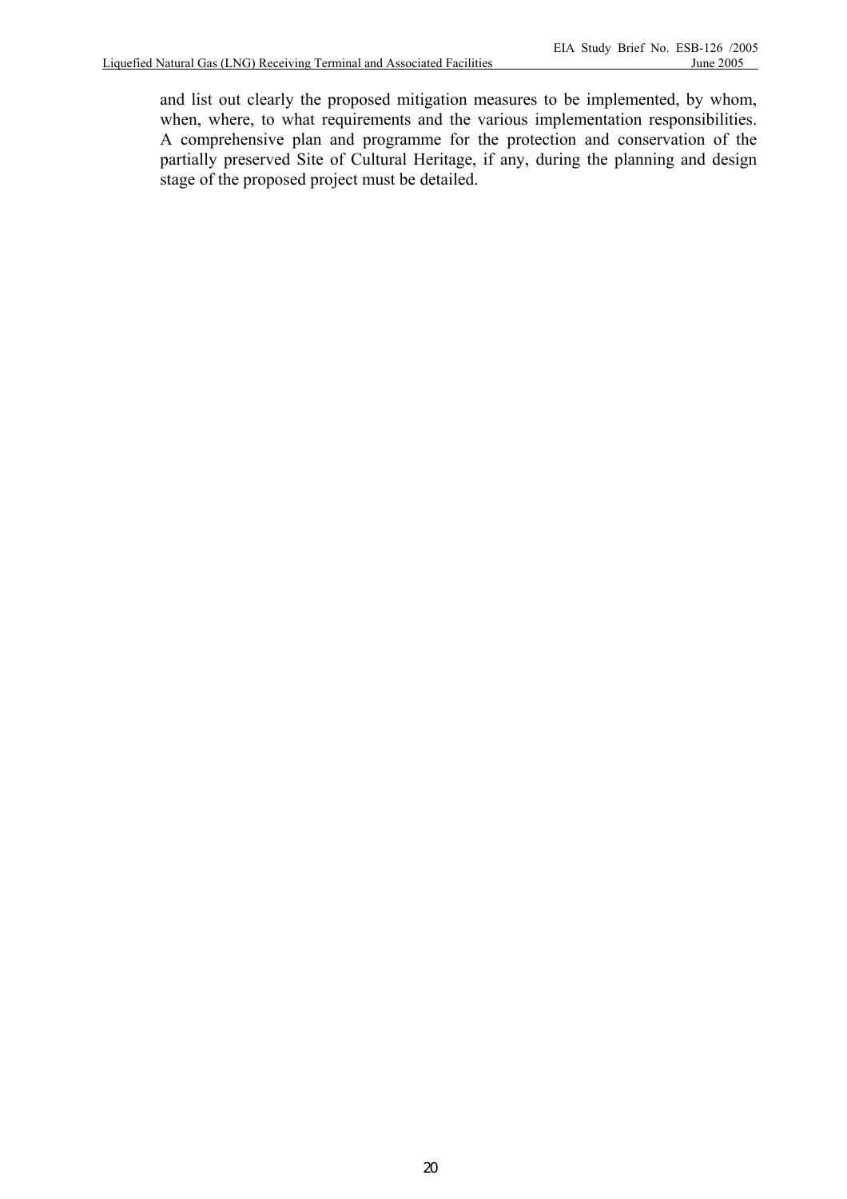and list out clearly the proposed mitigation measures to be implemented, by whom, when, where, to what requirements and the various implementation responsibilities. A comprehensive plan and programme for the protection and conservation of the partially preserved Site of Cultural Heritage, if any, during the planning and design stage of the proposed project must be detailed.